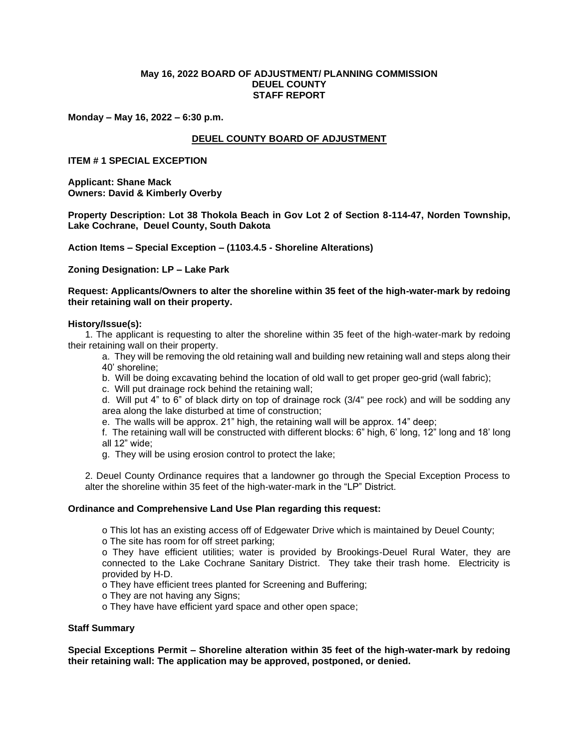**May 16, 2022 BOARD OF ADJUSTMENT/ PLANNING COMMISSION**
**DEUEL COUNTY**
**STAFF REPORT**

**Monday – May 16, 2022 – 6:30 p.m.**

## DEUEL COUNTY BOARD OF ADJUSTMENT

### ITEM # 1 SPECIAL EXCEPTION

**Applicant: Shane Mack**
**Owners: David & Kimberly Overby**

**Property Description: Lot 38 Thokola Beach in Gov Lot 2 of Section 8-114-47, Norden Township, Lake Cochrane, Deuel County, South Dakota**

**Action Items – Special Exception – (1103.4.5 - Shoreline Alterations)**

**Zoning Designation: LP – Lake Park**

**Request: Applicants/Owners to alter the shoreline within 35 feet of the high-water-mark by redoing their retaining wall on their property.**

**History/Issue(s):**

1. The applicant is requesting to alter the shoreline within 35 feet of the high-water-mark by redoing their retaining wall on their property.
   a. They will be removing the old retaining wall and building new retaining wall and steps along their 40' shoreline;
   b. Will be doing excavating behind the location of old wall to get proper geo-grid (wall fabric);
   c. Will put drainage rock behind the retaining wall;
   d. Will put 4" to 6" of black dirty on top of drainage rock (3/4" pee rock) and will be sodding any area along the lake disturbed at time of construction;
   e. The walls will be approx. 21" high, the retaining wall will be approx. 14" deep;
   f. The retaining wall will be constructed with different blocks: 6" high, 6' long, 12" long and 18' long all 12" wide;
   g. They will be using erosion control to protect the lake;

2. Deuel County Ordinance requires that a landowner go through the Special Exception Process to alter the shoreline within 35 feet of the high-water-mark in the "LP" District.

**Ordinance and Comprehensive Land Use Plan regarding this request:**

- This lot has an existing access off of Edgewater Drive which is maintained by Deuel County;
- The site has room for off street parking;
- They have efficient utilities; water is provided by Brookings-Deuel Rural Water, they are connected to the Lake Cochrane Sanitary District. They take their trash home. Electricity is provided by H-D.
- They have efficient trees planted for Screening and Buffering;
- They are not having any Signs;
- They have have efficient yard space and other open space;

**Staff Summary**

**Special Exceptions Permit – Shoreline alteration within 35 feet of the high-water-mark by redoing their retaining wall: The application may be approved, postponed, or denied.**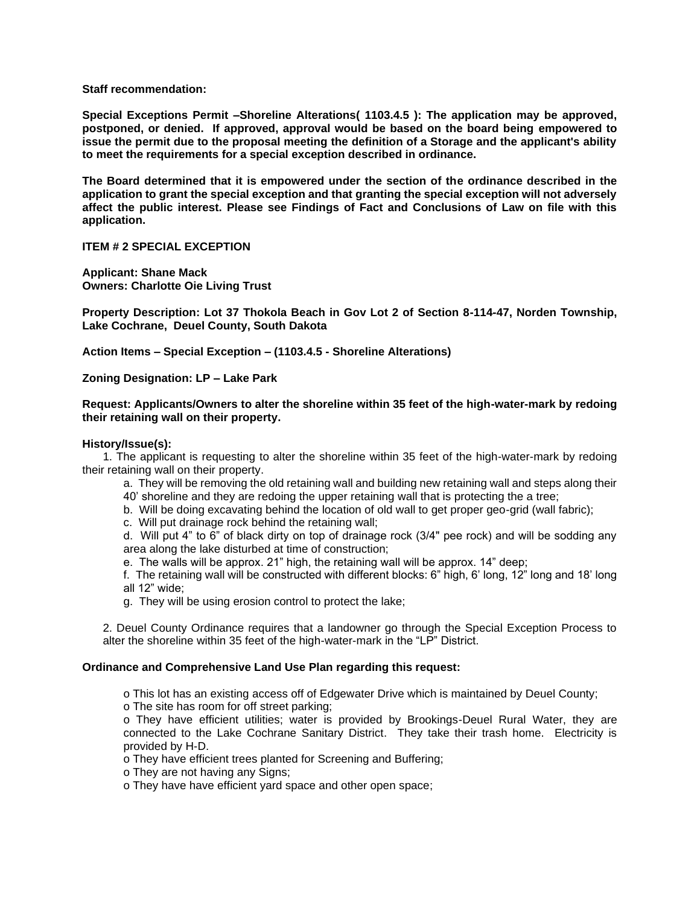**Staff recommendation:**

**Special Exceptions Permit –Shoreline Alterations( 1103.4.5 ): The application may be approved, postponed, or denied. If approved, approval would be based on the board being empowered to issue the permit due to the proposal meeting the definition of a Storage and the applicant's ability to meet the requirements for a special exception described in ordinance.**

**The Board determined that it is empowered under the section of the ordinance described in the application to grant the special exception and that granting the special exception will not adversely affect the public interest. Please see Findings of Fact and Conclusions of Law on file with this application.**

**ITEM # 2 SPECIAL EXCEPTION**

**Applicant: Shane Mack**
**Owners: Charlotte Oie Living Trust**

**Property Description: Lot 37 Thokola Beach in Gov Lot 2 of Section 8-114-47, Norden Township, Lake Cochrane, Deuel County, South Dakota**

**Action Items – Special Exception – (1103.4.5 - Shoreline Alterations)**

**Zoning Designation: LP – Lake Park**

**Request: Applicants/Owners to alter the shoreline within 35 feet of the high-water-mark by redoing their retaining wall on their property.**

**History/Issue(s):**

1. The applicant is requesting to alter the shoreline within 35 feet of the high-water-mark by redoing their retaining wall on their property.
   a. They will be removing the old retaining wall and building new retaining wall and steps along their 40' shoreline and they are redoing the upper retaining wall that is protecting the a tree;
   b. Will be doing excavating behind the location of old wall to get proper geo-grid (wall fabric);
   c. Will put drainage rock behind the retaining wall;
   d. Will put 4" to 6" of black dirty on top of drainage rock (3/4" pee rock) and will be sodding any area along the lake disturbed at time of construction;
   e. The walls will be approx. 21" high, the retaining wall will be approx. 14" deep;
   f. The retaining wall will be constructed with different blocks: 6" high, 6' long, 12" long and 18' long all 12" wide;
   g. They will be using erosion control to protect the lake;

2. Deuel County Ordinance requires that a landowner go through the Special Exception Process to alter the shoreline within 35 feet of the high-water-mark in the "LP" District.

**Ordinance and Comprehensive Land Use Plan regarding this request:**

- o This lot has an existing access off of Edgewater Drive which is maintained by Deuel County;
- o The site has room for off street parking;
- o They have efficient utilities; water is provided by Brookings-Deuel Rural Water, they are connected to the Lake Cochrane Sanitary District. They take their trash home. Electricity is provided by H-D.
- o They have efficient trees planted for Screening and Buffering;
- o They are not having any Signs;
- o They have have efficient yard space and other open space;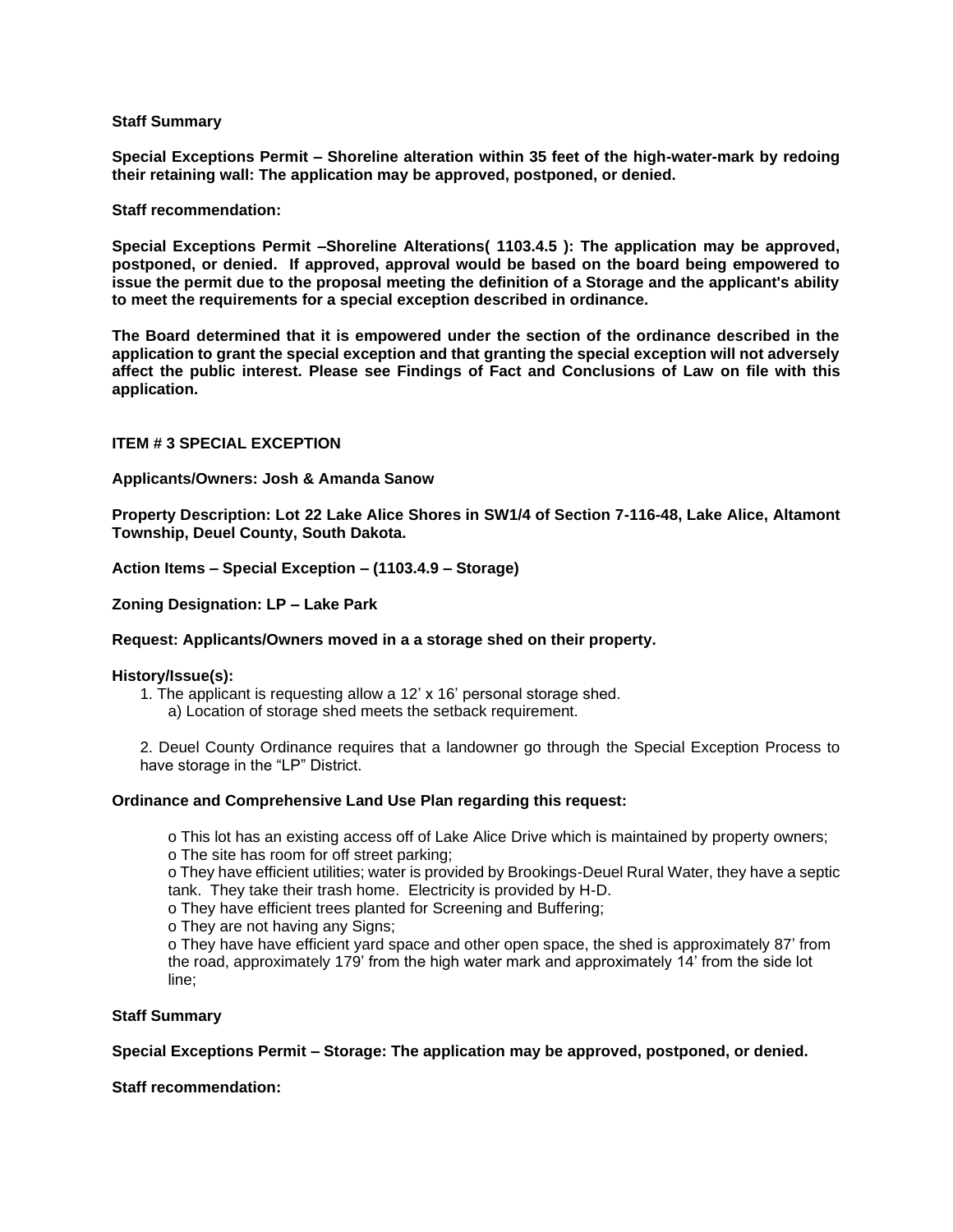**Staff Summary**

**Special Exceptions Permit – Shoreline alteration within 35 feet of the high-water-mark by redoing their retaining wall: The application may be approved, postponed, or denied.**

**Staff recommendation:**

**Special Exceptions Permit –Shoreline Alterations( 1103.4.5 ): The application may be approved, postponed, or denied. If approved, approval would be based on the board being empowered to issue the permit due to the proposal meeting the definition of a Storage and the applicant's ability to meet the requirements for a special exception described in ordinance.**

**The Board determined that it is empowered under the section of the ordinance described in the application to grant the special exception and that granting the special exception will not adversely affect the public interest. Please see Findings of Fact and Conclusions of Law on file with this application.**

**ITEM # 3 SPECIAL EXCEPTION**

**Applicants/Owners: Josh & Amanda Sanow**

**Property Description: Lot 22 Lake Alice Shores in SW1/4 of Section 7-116-48, Lake Alice, Altamont Township, Deuel County, South Dakota.**

**Action Items – Special Exception – (1103.4.9 – Storage)**

**Zoning Designation: LP – Lake Park**

**Request: Applicants/Owners moved in a a storage shed on their property.**

**History/Issue(s):**

1. The applicant is requesting allow a 12' x 16' personal storage shed.
   a) Location of storage shed meets the setback requirement.

2. Deuel County Ordinance requires that a landowner go through the Special Exception Process to have storage in the "LP" District.

**Ordinance and Comprehensive Land Use Plan regarding this request:**

- This lot has an existing access off of Lake Alice Drive which is maintained by property owners;
- The site has room for off street parking;
- They have efficient utilities; water is provided by Brookings-Deuel Rural Water, they have a septic tank. They take their trash home. Electricity is provided by H-D.
- They have efficient trees planted for Screening and Buffering;
- They are not having any Signs;
- They have have efficient yard space and other open space, the shed is approximately 87' from the road, approximately 179' from the high water mark and approximately 14' from the side lot line;

**Staff Summary**

**Special Exceptions Permit – Storage: The application may be approved, postponed, or denied.**

**Staff recommendation:**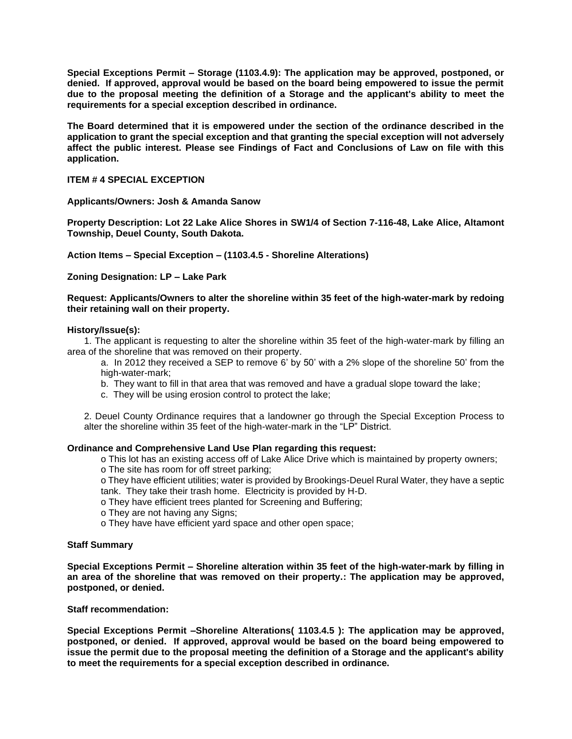**Special Exceptions Permit – Storage (1103.4.9): The application may be approved, postponed, or denied. If approved, approval would be based on the board being empowered to issue the permit due to the proposal meeting the definition of a Storage and the applicant's ability to meet the requirements for a special exception described in ordinance.**

**The Board determined that it is empowered under the section of the ordinance described in the application to grant the special exception and that granting the special exception will not adversely affect the public interest. Please see Findings of Fact and Conclusions of Law on file with this application.**

**ITEM # 4 SPECIAL EXCEPTION**

**Applicants/Owners: Josh & Amanda Sanow**

**Property Description: Lot 22 Lake Alice Shores in SW1/4 of Section 7-116-48, Lake Alice, Altamont Township, Deuel County, South Dakota.**

**Action Items – Special Exception – (1103.4.5 - Shoreline Alterations)**

**Zoning Designation: LP – Lake Park**

**Request: Applicants/Owners to alter the shoreline within 35 feet of the high-water-mark by redoing their retaining wall on their property.**

**History/Issue(s):**

1. The applicant is requesting to alter the shoreline within 35 feet of the high-water-mark by filling an area of the shoreline that was removed on their property.
   a. In 2012 they received a SEP to remove 6' by 50' with a 2% slope of the shoreline 50' from the high-water-mark;
   b. They want to fill in that area that was removed and have a gradual slope toward the lake;
   c. They will be using erosion control to protect the lake;

2. Deuel County Ordinance requires that a landowner go through the Special Exception Process to alter the shoreline within 35 feet of the high-water-mark in the "LP" District.

**Ordinance and Comprehensive Land Use Plan regarding this request:**

- o This lot has an existing access off of Lake Alice Drive which is maintained by property owners;
- o The site has room for off street parking;
- o They have efficient utilities; water is provided by Brookings-Deuel Rural Water, they have a septic tank. They take their trash home. Electricity is provided by H-D.
- o They have efficient trees planted for Screening and Buffering;
- o They are not having any Signs;
- o They have have efficient yard space and other open space;

**Staff Summary**

**Special Exceptions Permit – Shoreline alteration within 35 feet of the high-water-mark by filling in an area of the shoreline that was removed on their property.: The application may be approved, postponed, or denied.**

**Staff recommendation:**

**Special Exceptions Permit –Shoreline Alterations( 1103.4.5 ): The application may be approved, postponed, or denied. If approved, approval would be based on the board being empowered to issue the permit due to the proposal meeting the definition of a Storage and the applicant's ability to meet the requirements for a special exception described in ordinance.**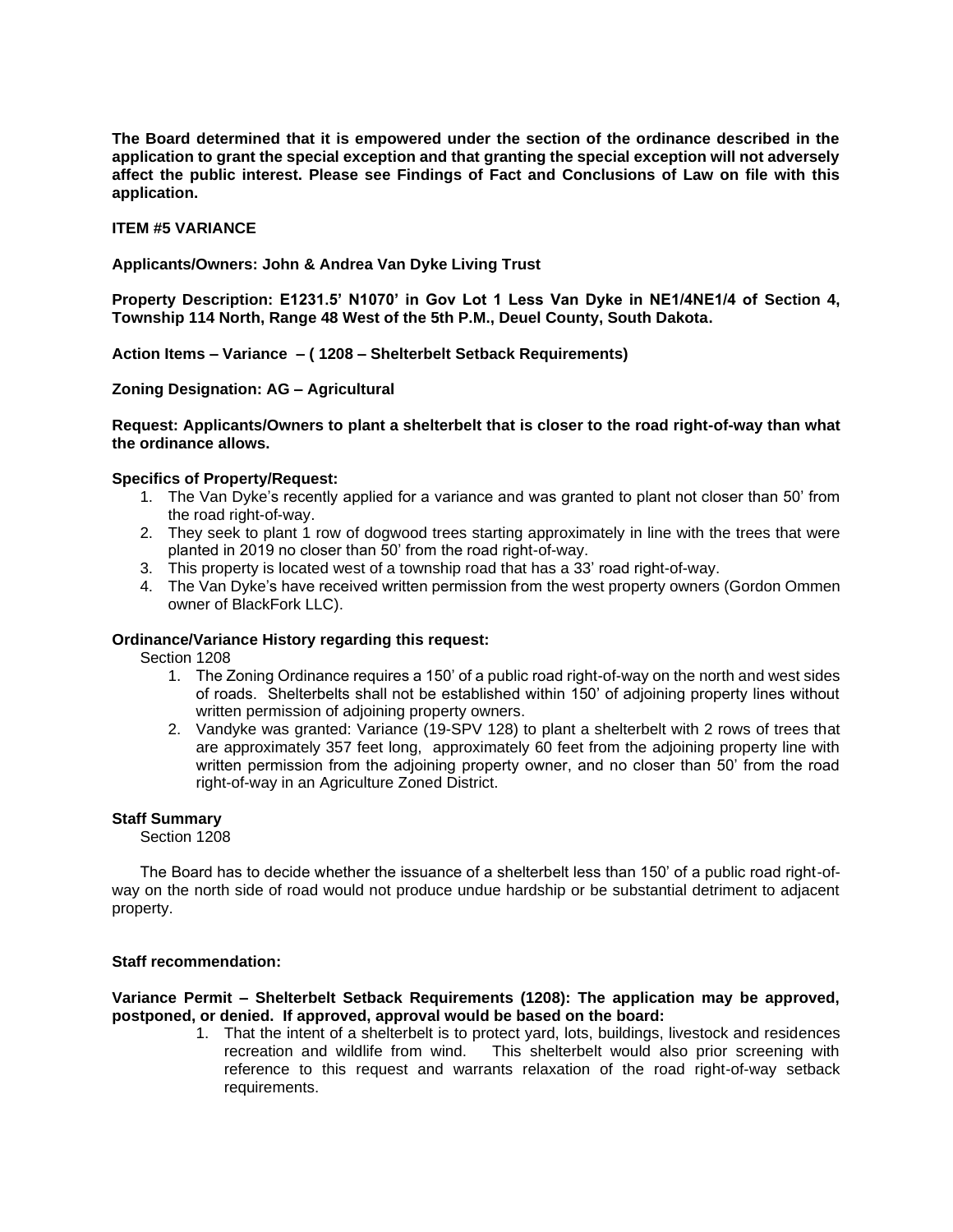**The Board determined that it is empowered under the section of the ordinance described in the application to grant the special exception and that granting the special exception will not adversely affect the public interest. Please see Findings of Fact and Conclusions of Law on file with this application.**

**ITEM #5 VARIANCE**

**Applicants/Owners: John & Andrea Van Dyke Living Trust**

**Property Description: E1231.5' N1070' in Gov Lot 1 Less Van Dyke in NE1/4NE1/4 of Section 4, Township 114 North, Range 48 West of the 5th P.M., Deuel County, South Dakota.**

**Action Items – Variance – ( 1208 – Shelterbelt Setback Requirements)**

**Zoning Designation: AG – Agricultural**

**Request: Applicants/Owners to plant a shelterbelt that is closer to the road right-of-way than what the ordinance allows.**

**Specifics of Property/Request:**

1. The Van Dyke's recently applied for a variance and was granted to plant not closer than 50' from the road right-of-way.
2. They seek to plant 1 row of dogwood trees starting approximately in line with the trees that were planted in 2019 no closer than 50' from the road right-of-way.
3. This property is located west of a township road that has a 33' road right-of-way.
4. The Van Dyke's have received written permission from the west property owners (Gordon Ommen owner of BlackFork LLC).

**Ordinance/Variance History regarding this request:**

Section 1208

1. The Zoning Ordinance requires a 150' of a public road right-of-way on the north and west sides of roads. Shelterbelts shall not be established within 150' of adjoining property lines without written permission of adjoining property owners.
2. Vandyke was granted: Variance (19-SPV 128) to plant a shelterbelt with 2 rows of trees that are approximately 357 feet long, approximately 60 feet from the adjoining property line with written permission from the adjoining property owner, and no closer than 50' from the road right-of-way in an Agriculture Zoned District.

**Staff Summary**

Section 1208

The Board has to decide whether the issuance of a shelterbelt less than 150' of a public road right-of-way on the north side of road would not produce undue hardship or be substantial detriment to adjacent property.

**Staff recommendation:**

**Variance Permit – Shelterbelt Setback Requirements (1208): The application may be approved, postponed, or denied. If approved, approval would be based on the board:**

1. That the intent of a shelterbelt is to protect yard, lots, buildings, livestock and residences recreation and wildlife from wind. This shelterbelt would also prior screening with reference to this request and warrants relaxation of the road right-of-way setback requirements.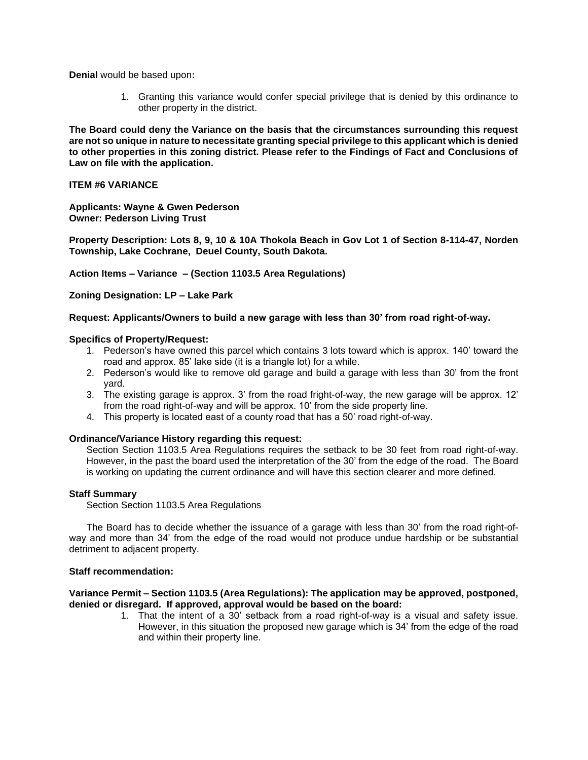**Denial** would be based upon**:**

1. Granting this variance would confer special privilege that is denied by this ordinance to other property in the district.

**The Board could deny the Variance on the basis that the circumstances surrounding this request are not so unique in nature to necessitate granting special privilege to this applicant which is denied to other properties in this zoning district. Please refer to the Findings of Fact and Conclusions of Law on file with the application.**

**ITEM #6 VARIANCE**

**Applicants: Wayne & Gwen Pederson**
**Owner: Pederson Living Trust**

**Property Description: Lots 8, 9, 10 & 10A Thokola Beach in Gov Lot 1 of Section 8-114-47, Norden Township, Lake Cochrane, Deuel County, South Dakota.**

**Action Items – Variance – (Section 1103.5 Area Regulations)**

**Zoning Designation: LP – Lake Park**

**Request: Applicants/Owners to build a new garage with less than 30' from road right-of-way.**

**Specifics of Property/Request:**

1. Pederson's have owned this parcel which contains 3 lots toward which is approx. 140' toward the road and approx. 85' lake side (it is a triangle lot) for a while.
2. Pederson's would like to remove old garage and build a garage with less than 30' from the front yard.
3. The existing garage is approx. 3' from the road fright-of-way, the new garage will be approx. 12' from the road right-of-way and will be approx. 10' from the side property line.
4. This property is located east of a county road that has a 50' road right-of-way.

**Ordinance/Variance History regarding this request:**

Section Section 1103.5 Area Regulations requires the setback to be 30 feet from road right-of-way. However, in the past the board used the interpretation of the 30' from the edge of the road. The Board is working on updating the current ordinance and will have this section clearer and more defined.

**Staff Summary**

Section Section 1103.5 Area Regulations

The Board has to decide whether the issuance of a garage with less than 30' from the road right-of-way and more than 34' from the edge of the road would not produce undue hardship or be substantial detriment to adjacent property.

**Staff recommendation:**

**Variance Permit – Section 1103.5 (Area Regulations): The application may be approved, postponed, denied or disregard. If approved, approval would be based on the board:**

1. That the intent of a 30' setback from a road right-of-way is a visual and safety issue. However, in this situation the proposed new garage which is 34' from the edge of the road and within their property line.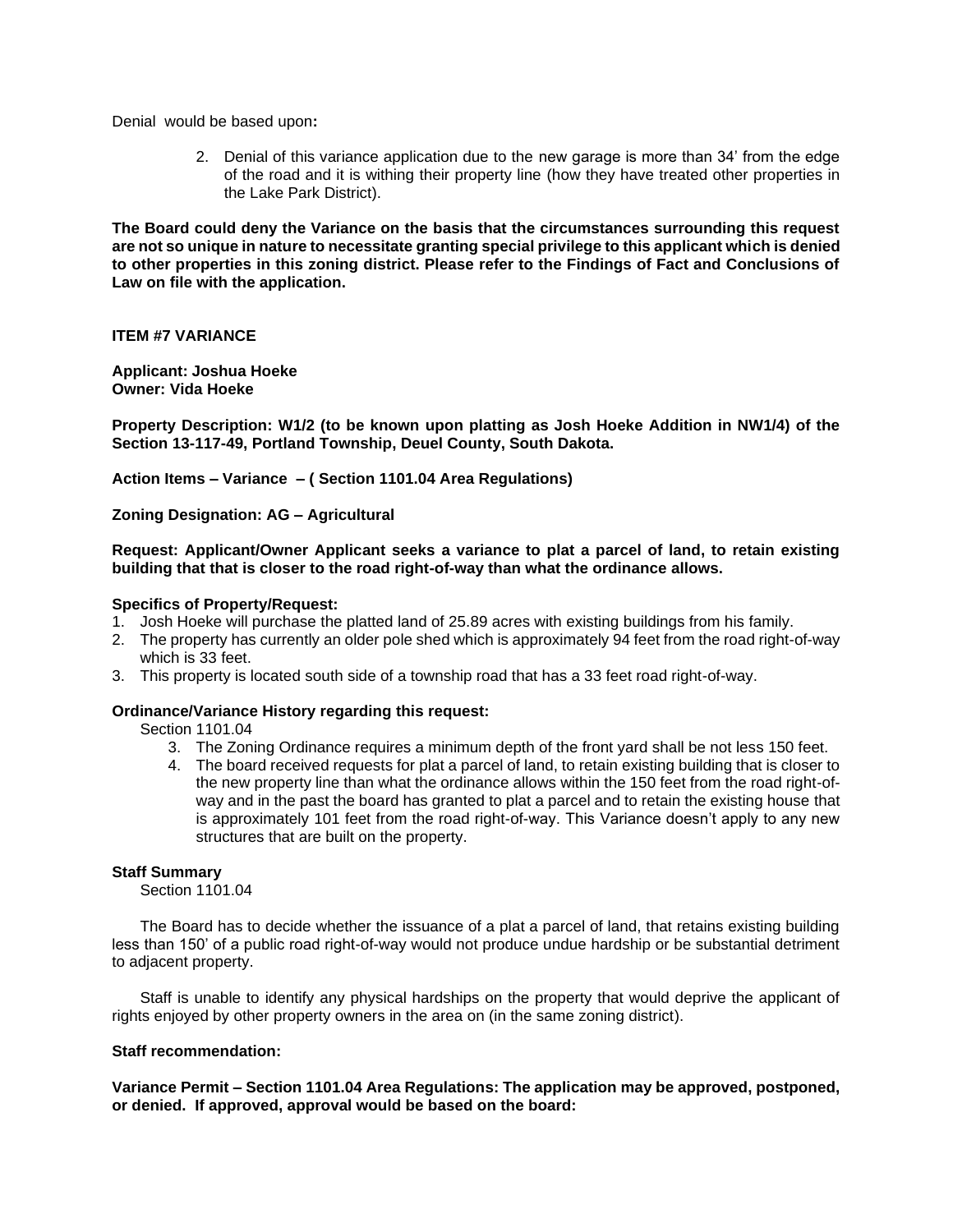Denial would be based upon**:**

2. Denial of this variance application due to the new garage is more than 34' from the edge of the road and it is withing their property line (how they have treated other properties in the Lake Park District).

**The Board could deny the Variance on the basis that the circumstances surrounding this request are not so unique in nature to necessitate granting special privilege to this applicant which is denied to other properties in this zoning district. Please refer to the Findings of Fact and Conclusions of Law on file with the application.**

**ITEM #7 VARIANCE**

**Applicant: Joshua Hoeke**
**Owner: Vida Hoeke**

**Property Description: W1/2 (to be known upon platting as Josh Hoeke Addition in NW1/4) of the Section 13-117-49, Portland Township, Deuel County, South Dakota.**

**Action Items – Variance – ( Section 1101.04 Area Regulations)**

**Zoning Designation: AG – Agricultural**

**Request: Applicant/Owner Applicant seeks a variance to plat a parcel of land, to retain existing building that that is closer to the road right-of-way than what the ordinance allows.**

**Specifics of Property/Request:**

1. Josh Hoeke will purchase the platted land of 25.89 acres with existing buildings from his family.
2. The property has currently an older pole shed which is approximately 94 feet from the road right-of-way which is 33 feet.
3. This property is located south side of a township road that has a 33 feet road right-of-way.

**Ordinance/Variance History regarding this request:**

Section 1101.04

3. The Zoning Ordinance requires a minimum depth of the front yard shall be not less 150 feet.
4. The board received requests for plat a parcel of land, to retain existing building that is closer to the new property line than what the ordinance allows within the 150 feet from the road right-of-way and in the past the board has granted to plat a parcel and to retain the existing house that is approximately 101 feet from the road right-of-way. This Variance doesn't apply to any new structures that are built on the property.

**Staff Summary**

Section 1101.04

The Board has to decide whether the issuance of a plat a parcel of land, that retains existing building less than 150' of a public road right-of-way would not produce undue hardship or be substantial detriment to adjacent property.

Staff is unable to identify any physical hardships on the property that would deprive the applicant of rights enjoyed by other property owners in the area on (in the same zoning district).

**Staff recommendation:**

**Variance Permit – Section 1101.04 Area Regulations: The application may be approved, postponed, or denied. If approved, approval would be based on the board:**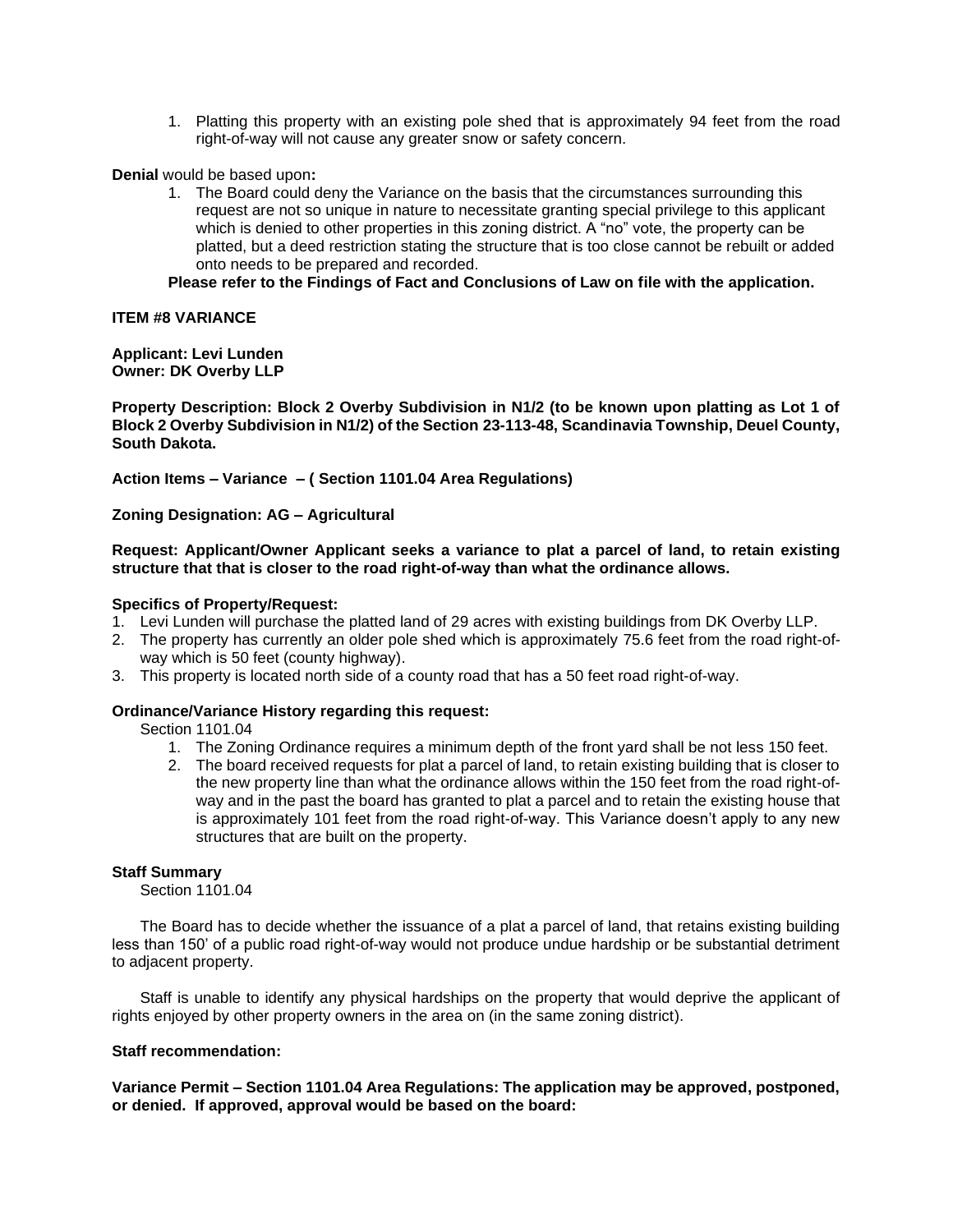1. Platting this property with an existing pole shed that is approximately 94 feet from the road right-of-way will not cause any greater snow or safety concern.

**Denial** would be based upon**:**

1. The Board could deny the Variance on the basis that the circumstances surrounding this request are not so unique in nature to necessitate granting special privilege to this applicant which is denied to other properties in this zoning district. A "no" vote, the property can be platted, but a deed restriction stating the structure that is too close cannot be rebuilt or added onto needs to be prepared and recorded.

**Please refer to the Findings of Fact and Conclusions of Law on file with the application.**

**ITEM #8 VARIANCE**

**Applicant: Levi Lunden**
**Owner: DK Overby LLP**

**Property Description: Block 2 Overby Subdivision in N1/2 (to be known upon platting as Lot 1 of Block 2 Overby Subdivision in N1/2) of the Section 23-113-48, Scandinavia Township, Deuel County, South Dakota.**

**Action Items – Variance – ( Section 1101.04 Area Regulations)**

**Zoning Designation: AG – Agricultural**

**Request: Applicant/Owner Applicant seeks a variance to plat a parcel of land, to retain existing structure that that is closer to the road right-of-way than what the ordinance allows.**

**Specifics of Property/Request:**

1. Levi Lunden will purchase the platted land of 29 acres with existing buildings from DK Overby LLP.
2. The property has currently an older pole shed which is approximately 75.6 feet from the road right-of-way which is 50 feet (county highway).
3. This property is located north side of a county road that has a 50 feet road right-of-way.

**Ordinance/Variance History regarding this request:**

Section 1101.04

1. The Zoning Ordinance requires a minimum depth of the front yard shall be not less 150 feet.
2. The board received requests for plat a parcel of land, to retain existing building that is closer to the new property line than what the ordinance allows within the 150 feet from the road right-of-way and in the past the board has granted to plat a parcel and to retain the existing house that is approximately 101 feet from the road right-of-way. This Variance doesn't apply to any new structures that are built on the property.

**Staff Summary**

Section 1101.04

The Board has to decide whether the issuance of a plat a parcel of land, that retains existing building less than 150' of a public road right-of-way would not produce undue hardship or be substantial detriment to adjacent property.

Staff is unable to identify any physical hardships on the property that would deprive the applicant of rights enjoyed by other property owners in the area on (in the same zoning district).

**Staff recommendation:**

**Variance Permit – Section 1101.04 Area Regulations: The application may be approved, postponed, or denied. If approved, approval would be based on the board:**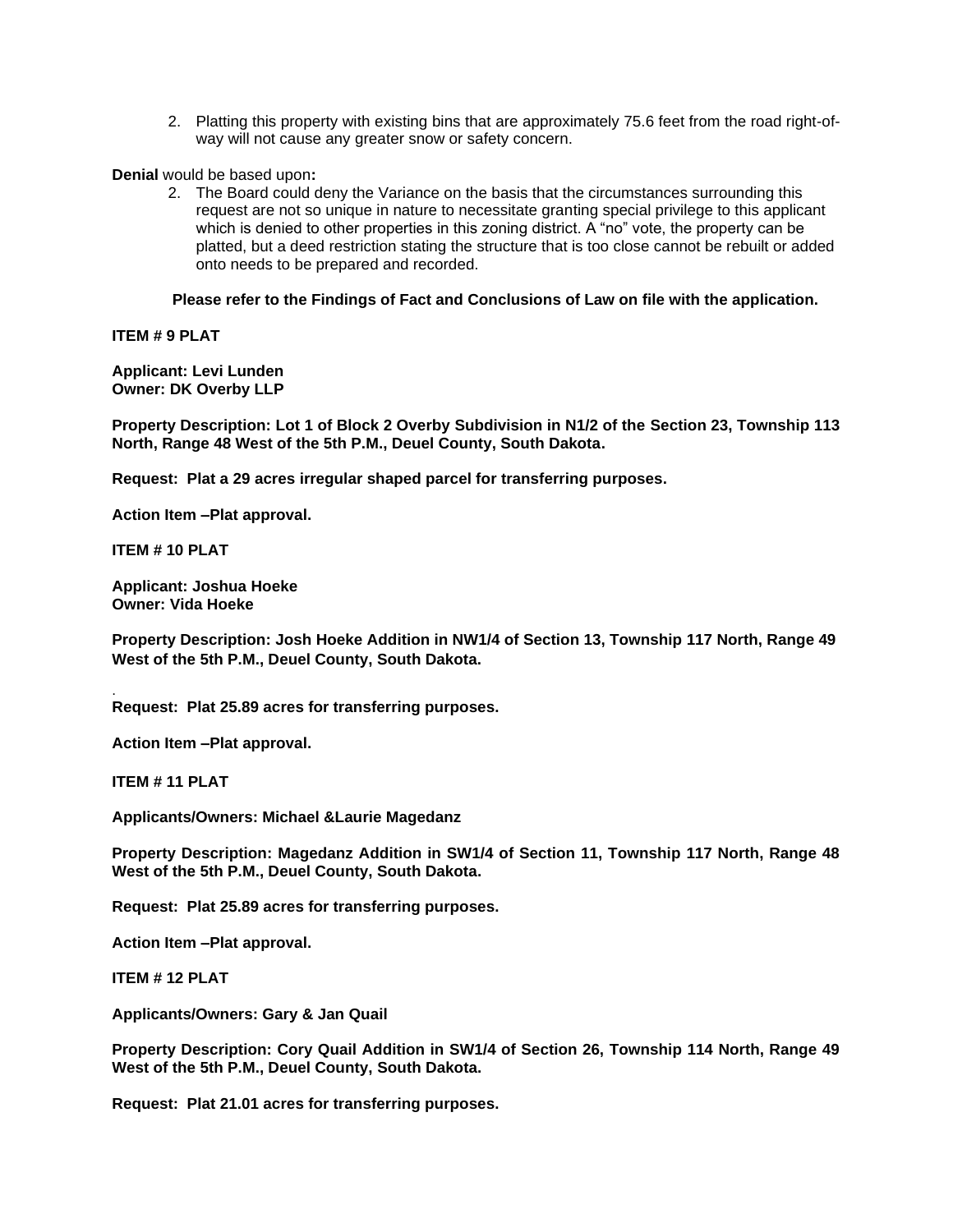2. Platting this property with existing bins that are approximately 75.6 feet from the road right-of-way will not cause any greater snow or safety concern.

**Denial** would be based upon**:**

2. The Board could deny the Variance on the basis that the circumstances surrounding this request are not so unique in nature to necessitate granting special privilege to this applicant which is denied to other properties in this zoning district. A "no" vote, the property can be platted, but a deed restriction stating the structure that is too close cannot be rebuilt or added onto needs to be prepared and recorded.

**Please refer to the Findings of Fact and Conclusions of Law on file with the application.**

**ITEM # 9 PLAT**

**Applicant: Levi Lunden**
**Owner: DK Overby LLP**

**Property Description: Lot 1 of Block 2 Overby Subdivision in N1/2 of the Section 23, Township 113 North, Range 48 West of the 5th P.M., Deuel County, South Dakota.**

**Request: Plat a 29 acres irregular shaped parcel for transferring purposes.**

**Action Item –Plat approval.**

**ITEM # 10 PLAT**

**Applicant: Joshua Hoeke**
**Owner: Vida Hoeke**

**Property Description: Josh Hoeke Addition in NW1/4 of Section 13, Township 117 North, Range 49 West of the 5th P.M., Deuel County, South Dakota.**

.
**Request: Plat 25.89 acres for transferring purposes.**

**Action Item –Plat approval.**

**ITEM # 11 PLAT**

**Applicants/Owners: Michael &Laurie Magedanz**

**Property Description: Magedanz Addition in SW1/4 of Section 11, Township 117 North, Range 48 West of the 5th P.M., Deuel County, South Dakota.**

**Request: Plat 25.89 acres for transferring purposes.**

**Action Item –Plat approval.**

**ITEM # 12 PLAT**

**Applicants/Owners: Gary & Jan Quail**

**Property Description: Cory Quail Addition in SW1/4 of Section 26, Township 114 North, Range 49 West of the 5th P.M., Deuel County, South Dakota.**

**Request: Plat 21.01 acres for transferring purposes.**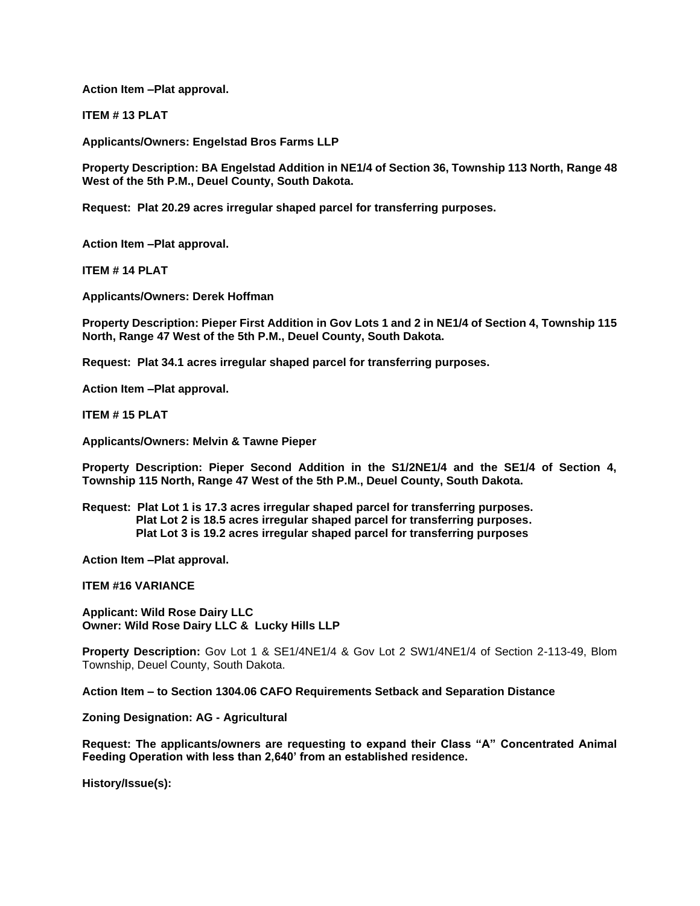**Action Item –Plat approval.**

**ITEM # 13 PLAT**

**Applicants/Owners: Engelstad Bros Farms LLP**

**Property Description: BA Engelstad Addition in NE1/4 of Section 36, Township 113 North, Range 48 West of the 5th P.M., Deuel County, South Dakota.**

**Request: Plat 20.29 acres irregular shaped parcel for transferring purposes.**

**Action Item –Plat approval.**

**ITEM # 14 PLAT**

**Applicants/Owners: Derek Hoffman**

**Property Description: Pieper First Addition in Gov Lots 1 and 2 in NE1/4 of Section 4, Township 115 North, Range 47 West of the 5th P.M., Deuel County, South Dakota.**

**Request: Plat 34.1 acres irregular shaped parcel for transferring purposes.**

**Action Item –Plat approval.**

**ITEM # 15 PLAT**

**Applicants/Owners: Melvin & Tawne Pieper**

**Property Description: Pieper Second Addition in the S1/2NE1/4 and the SE1/4 of Section 4, Township 115 North, Range 47 West of the 5th P.M., Deuel County, South Dakota.**

**Request: Plat Lot 1 is 17.3 acres irregular shaped parcel for transferring purposes.**
**Plat Lot 2 is 18.5 acres irregular shaped parcel for transferring purposes.**
**Plat Lot 3 is 19.2 acres irregular shaped parcel for transferring purposes**

**Action Item –Plat approval.**

**ITEM #16 VARIANCE**

**Applicant: Wild Rose Dairy LLC**
**Owner: Wild Rose Dairy LLC & Lucky Hills LLP**

**Property Description:** Gov Lot 1 & SE1/4NE1/4 & Gov Lot 2 SW1/4NE1/4 of Section 2-113-49, Blom Township, Deuel County, South Dakota.

**Action Item – to Section 1304.06 CAFO Requirements Setback and Separation Distance**

**Zoning Designation: AG - Agricultural**

**Request: The applicants/owners are requesting to expand their Class "A" Concentrated Animal Feeding Operation with less than 2,640' from an established residence.**

**History/Issue(s):**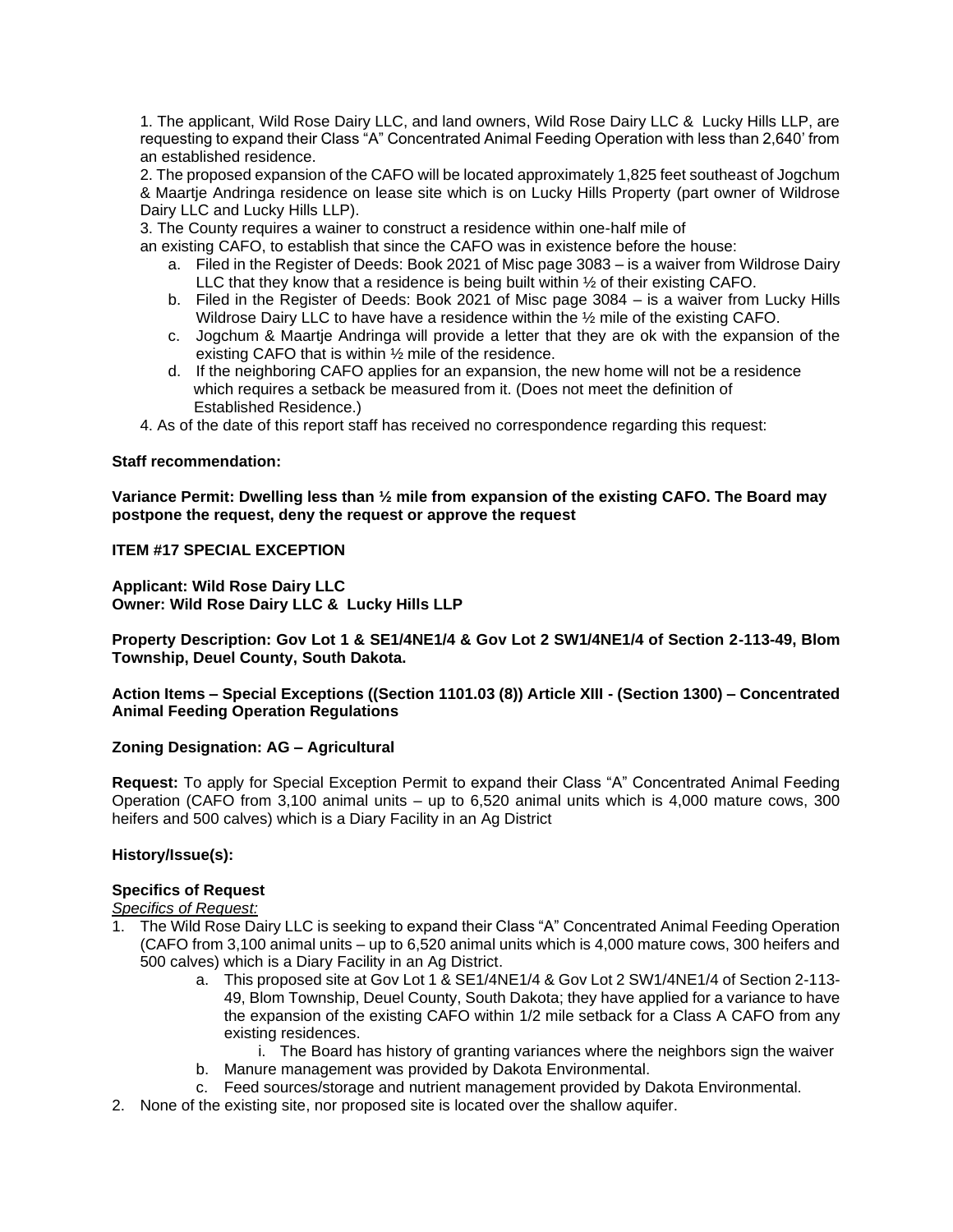1. The applicant, Wild Rose Dairy LLC, and land owners, Wild Rose Dairy LLC & Lucky Hills LLP, are requesting to expand their Class "A" Concentrated Animal Feeding Operation with less than 2,640' from an established residence.
2. The proposed expansion of the CAFO will be located approximately 1,825 feet southeast of Jogchum & Maartje Andringa residence on lease site which is on Lucky Hills Property (part owner of Wildrose Dairy LLC and Lucky Hills LLP).
3. The County requires a wainer to construct a residence within one-half mile of an existing CAFO, to establish that since the CAFO was in existence before the house:
    a. Filed in the Register of Deeds: Book 2021 of Misc page 3083 – is a waiver from Wildrose Dairy LLC that they know that a residence is being built within ½ of their existing CAFO.
    b. Filed in the Register of Deeds: Book 2021 of Misc page 3084 – is a waiver from Lucky Hills Wildrose Dairy LLC to have have a residence within the ½ mile of the existing CAFO.
    c. Jogchum & Maartje Andringa will provide a letter that they are ok with the expansion of the existing CAFO that is within ½ mile of the residence.
    d. If the neighboring CAFO applies for an expansion, the new home will not be a residence which requires a setback be measured from it. (Does not meet the definition of Established Residence.)
4. As of the date of this report staff has received no correspondence regarding this request:

**Staff recommendation:**

**Variance Permit: Dwelling less than ½ mile from expansion of the existing CAFO. The Board may postpone the request, deny the request or approve the request**

**ITEM #17 SPECIAL EXCEPTION**

**Applicant: Wild Rose Dairy LLC**
**Owner: Wild Rose Dairy LLC & Lucky Hills LLP**

**Property Description: Gov Lot 1 & SE1/4NE1/4 & Gov Lot 2 SW1/4NE1/4 of Section 2-113-49, Blom Township, Deuel County, South Dakota.**

**Action Items – Special Exceptions ((Section 1101.03 (8)) Article XIII - (Section 1300) – Concentrated Animal Feeding Operation Regulations**

**Zoning Designation: AG – Agricultural**

**Request:** To apply for Special Exception Permit to expand their Class "A" Concentrated Animal Feeding Operation (CAFO from 3,100 animal units – up to 6,520 animal units which is 4,000 mature cows, 300 heifers and 500 calves) which is a Diary Facility in an Ag District

**History/Issue(s):**

**Specifics of Request**

*Specifics of Request:*

1. The Wild Rose Dairy LLC is seeking to expand their Class "A" Concentrated Animal Feeding Operation (CAFO from 3,100 animal units – up to 6,520 animal units which is 4,000 mature cows, 300 heifers and 500 calves) which is a Diary Facility in an Ag District.
    a. This proposed site at Gov Lot 1 & SE1/4NE1/4 & Gov Lot 2 SW1/4NE1/4 of Section 2-113-49, Blom Township, Deuel County, South Dakota; they have applied for a variance to have the expansion of the existing CAFO within 1/2 mile setback for a Class A CAFO from any existing residences.
        i. The Board has history of granting variances where the neighbors sign the waiver
    b. Manure management was provided by Dakota Environmental.
    c. Feed sources/storage and nutrient management provided by Dakota Environmental.
2. None of the existing site, nor proposed site is located over the shallow aquifer.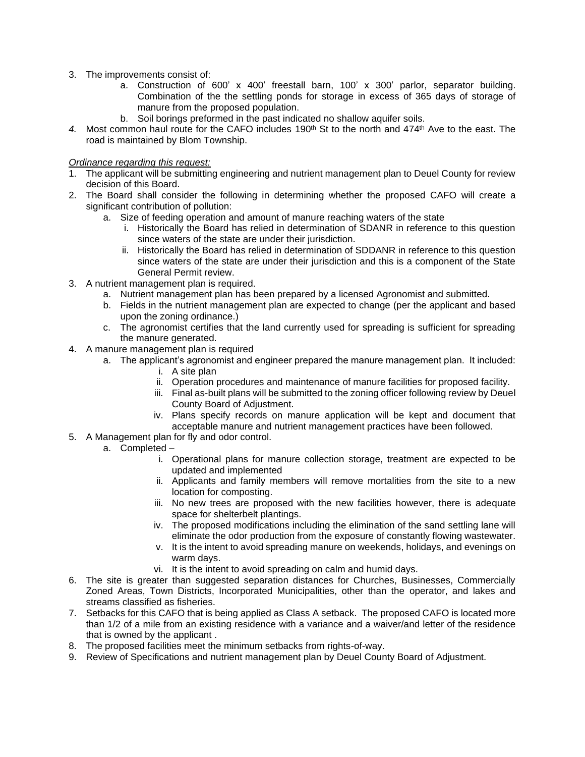3. The improvements consist of:
    a. Construction of 600' x 400' freestall barn, 100' x 300' parlor, separator building. Combination of the the settling ponds for storage in excess of 365 days of storage of manure from the proposed population.
    b. Soil borings preformed in the past indicated no shallow aquifer soils.
4. Most common haul route for the CAFO includes 190th St to the north and 474th Ave to the east. The road is maintained by Blom Township.

*Ordinance regarding this request:*

1. The applicant will be submitting engineering and nutrient management plan to Deuel County for review decision of this Board.
2. The Board shall consider the following in determining whether the proposed CAFO will create a significant contribution of pollution:
    a. Size of feeding operation and amount of manure reaching waters of the state
        i. Historically the Board has relied in determination of SDANR in reference to this question since waters of the state are under their jurisdiction.
        ii. Historically the Board has relied in determination of SDDANR in reference to this question since waters of the state are under their jurisdiction and this is a component of the State General Permit review.
3. A nutrient management plan is required.
    a. Nutrient management plan has been prepared by a licensed Agronomist and submitted.
    b. Fields in the nutrient management plan are expected to change (per the applicant and based upon the zoning ordinance.)
    c. The agronomist certifies that the land currently used for spreading is sufficient for spreading the manure generated.
4. A manure management plan is required
    a. The applicant's agronomist and engineer prepared the manure management plan. It included:
        i. A site plan
        ii. Operation procedures and maintenance of manure facilities for proposed facility.
        iii. Final as-built plans will be submitted to the zoning officer following review by Deuel County Board of Adjustment.
        iv. Plans specify records on manure application will be kept and document that acceptable manure and nutrient management practices have been followed.
5. A Management plan for fly and odor control.
    a. Completed –
        i. Operational plans for manure collection storage, treatment are expected to be updated and implemented
        ii. Applicants and family members will remove mortalities from the site to a new location for composting.
        iii. No new trees are proposed with the new facilities however, there is adequate space for shelterbelt plantings.
        iv. The proposed modifications including the elimination of the sand settling lane will eliminate the odor production from the exposure of constantly flowing wastewater.
        v. It is the intent to avoid spreading manure on weekends, holidays, and evenings on warm days.
        vi. It is the intent to avoid spreading on calm and humid days.
6. The site is greater than suggested separation distances for Churches, Businesses, Commercially Zoned Areas, Town Districts, Incorporated Municipalities, other than the operator, and lakes and streams classified as fisheries.
7. Setbacks for this CAFO that is being applied as Class A setback. The proposed CAFO is located more than 1/2 of a mile from an existing residence with a variance and a waiver/and letter of the residence that is owned by the applicant .
8. The proposed facilities meet the minimum setbacks from rights-of-way.
9. Review of Specifications and nutrient management plan by Deuel County Board of Adjustment.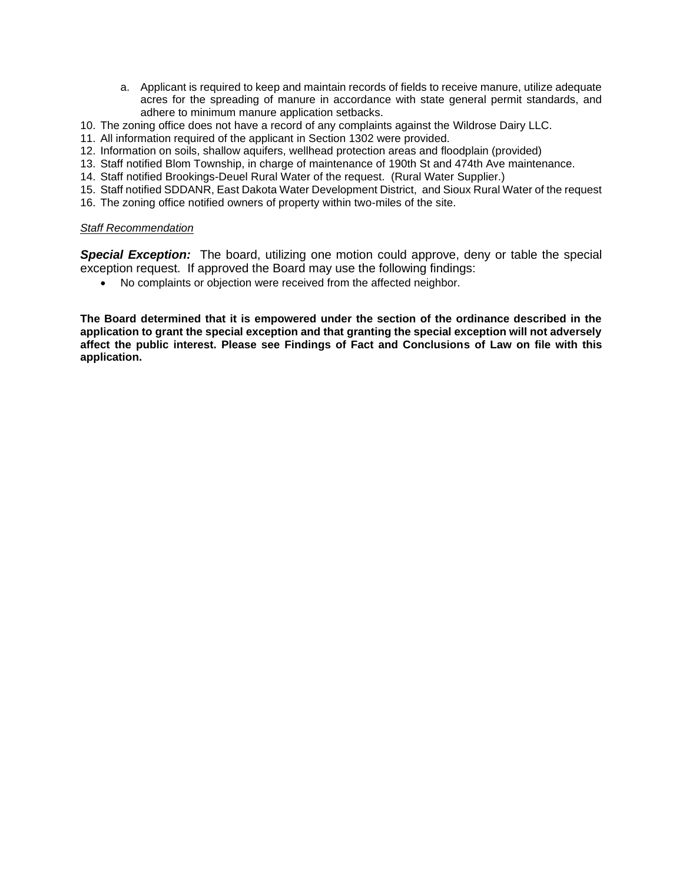a. Applicant is required to keep and maintain records of fields to receive manure, utilize adequate acres for the spreading of manure in accordance with state general permit standards, and adhere to minimum manure application setbacks.

10. The zoning office does not have a record of any complaints against the Wildrose Dairy LLC.
11. All information required of the applicant in Section 1302 were provided.
12. Information on soils, shallow aquifers, wellhead protection areas and floodplain (provided)
13. Staff notified Blom Township, in charge of maintenance of 190th St and 474th Ave maintenance.
14. Staff notified Brookings-Deuel Rural Water of the request. (Rural Water Supplier.)
15. Staff notified SDDANR, East Dakota Water Development District, and Sioux Rural Water of the request
16. The zoning office notified owners of property within two-miles of the site.

*Staff Recommendation*

***Special Exception:*** The board, utilizing one motion could approve, deny or table the special exception request. If approved the Board may use the following findings:

- No complaints or objection were received from the affected neighbor.

**The Board determined that it is empowered under the section of the ordinance described in the application to grant the special exception and that granting the special exception will not adversely affect the public interest. Please see Findings of Fact and Conclusions of Law on file with this application.**